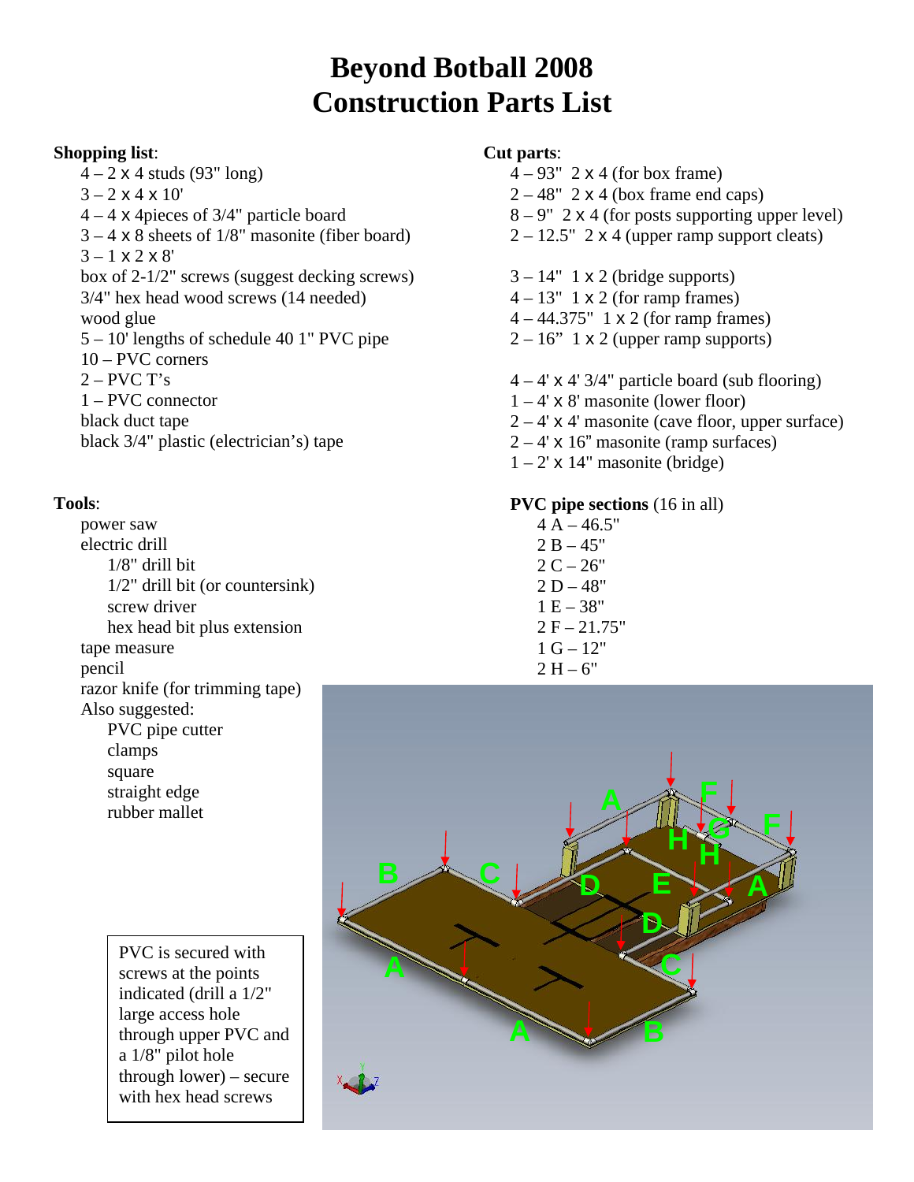# Beyond Botball 2008
# Construction Parts List

**Shopping list**:

- 4 – 2 x 4 studs (93" long)
- 3 – 2 x 4 x 10'
- 4 – 4 x 4pieces of 3/4" particle board
- 3 – 4 x 8 sheets of 1/8" masonite (fiber board)
- 3 – 1 x 2 x 8'
- box of 2-1/2" screws (suggest decking screws)
- 3/4" hex head wood screws (14 needed)
- wood glue
- 5 – 10' lengths of schedule 40 1" PVC pipe
- 10 – PVC corners
- 2 – PVC T's
- 1 – PVC connector
- black duct tape
- black 3/4" plastic (electrician's) tape

**Tools**:

- power saw
- electric drill
  - 1/8" drill bit
  - 1/2" drill bit (or countersink)
  - screw driver
  - hex head bit plus extension
- tape measure
- pencil
- razor knife (for trimming tape)
- Also suggested:
  - PVC pipe cutter
  - clamps
  - square
  - straight edge
  - rubber mallet

PVC is secured with screws at the points indicated (drill a 1/2" large access hole through upper PVC and a 1/8" pilot hole through lower) – secure with hex head screws

**Cut parts**:

- 4 – 93" 2 x 4 (for box frame)
- 2 – 48" 2 x 4 (box frame end caps)
- 8 – 9" 2 x 4 (for posts supporting upper level)
- 2 – 12.5" 2 x 4 (upper ramp support cleats)

- 3 – 14" 1 x 2 (bridge supports)
- 4 – 13" 1 x 2 (for ramp frames)
- 4 – 44.375" 1 x 2 (for ramp frames)
- 2 – 16" 1 x 2 (upper ramp supports)

- 4 – 4' x 4' 3/4" particle board (sub flooring)
- 1 – 4' x 8' masonite (lower floor)
- 2 – 4' x 4' masonite (cave floor, upper surface)
- 2 – 4' x 16" masonite (ramp surfaces)
- 1 – 2' x 14" masonite (bridge)

**PVC pipe sections** (16 in all)

- 4 A – 46.5"
- 2 B – 45"
- 2 C – 26"
- 2 D – 48"
- 1 E – 38"
- 2 F – 21.75"
- 1 G – 12"
- 2 H – 6"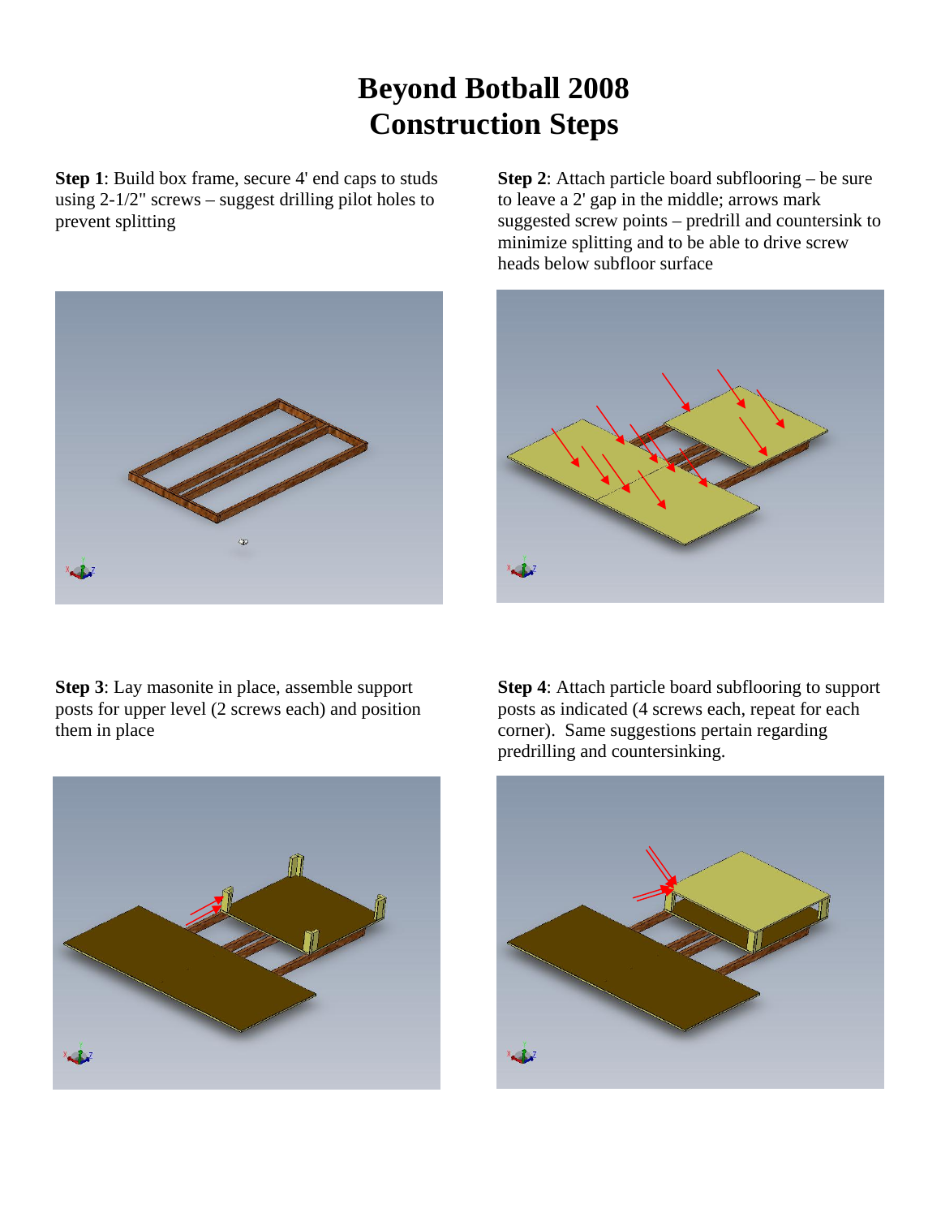# Beyond Botball 2008
# Construction Steps

**Step 1**: Build box frame, secure 4' end caps to studs using 2-1/2" screws – suggest drilling pilot holes to prevent splitting

**Step 2**: Attach particle board subflooring – be sure to leave a 2' gap in the middle; arrows mark suggested screw points – predrill and countersink to minimize splitting and to be able to drive screw heads below subfloor surface

**Step 3**: Lay masonite in place, assemble support posts for upper level (2 screws each) and position them in place

**Step 4**: Attach particle board subflooring to support posts as indicated (4 screws each, repeat for each corner). Same suggestions pertain regarding predrilling and countersinking.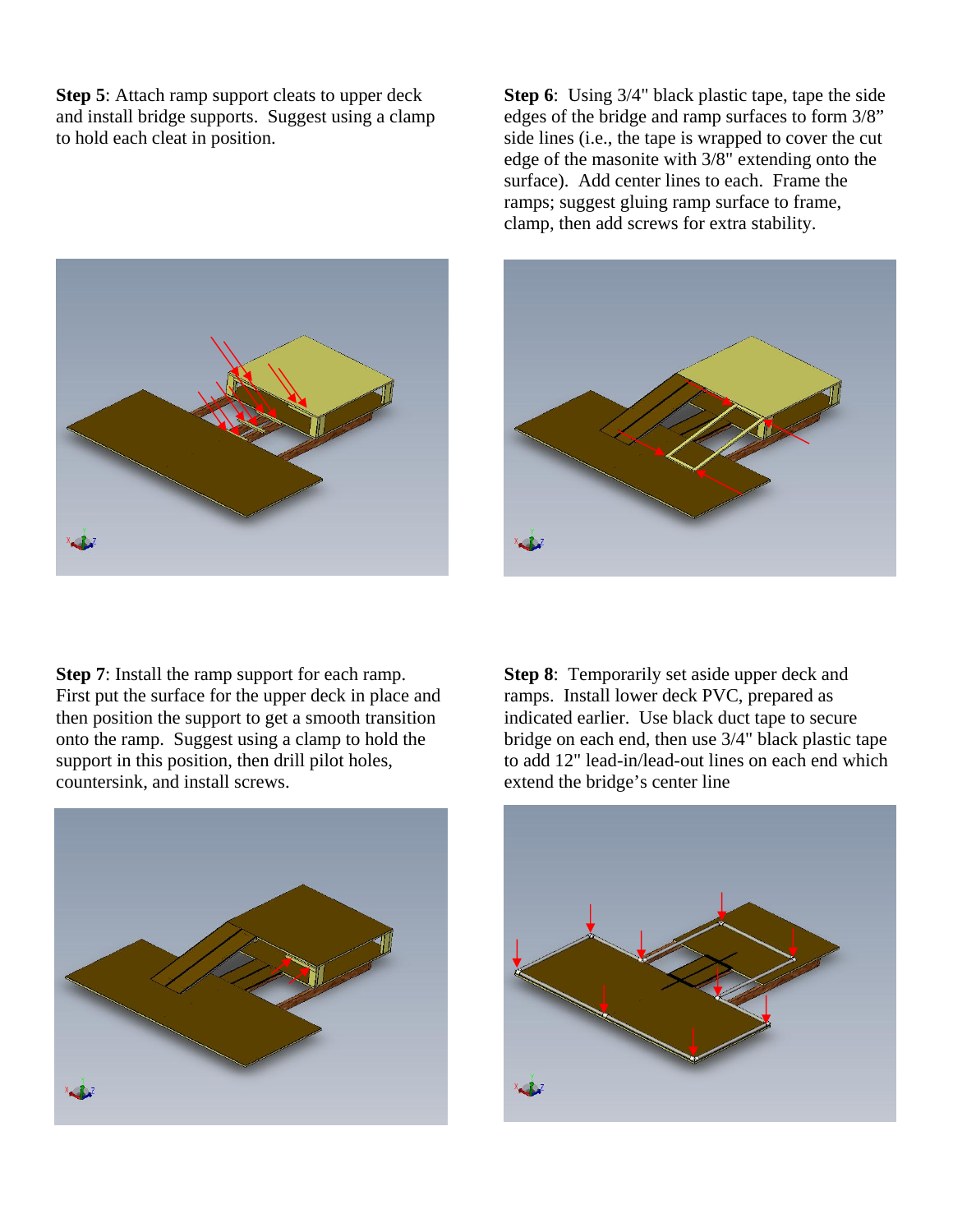**Step 5**: Attach ramp support cleats to upper deck and install bridge supports. Suggest using a clamp to hold each cleat in position.

**Step 6**: Using 3/4" black plastic tape, tape the side edges of the bridge and ramp surfaces to form 3/8" side lines (i.e., the tape is wrapped to cover the cut edge of the masonite with 3/8" extending onto the surface). Add center lines to each. Frame the ramps; suggest gluing ramp surface to frame, clamp, then add screws for extra stability.

**Step 7**: Install the ramp support for each ramp. First put the surface for the upper deck in place and then position the support to get a smooth transition onto the ramp. Suggest using a clamp to hold the support in this position, then drill pilot holes, countersink, and install screws.

**Step 8**: Temporarily set aside upper deck and ramps. Install lower deck PVC, prepared as indicated earlier. Use black duct tape to secure bridge on each end, then use 3/4" black plastic tape to add 12" lead-in/lead-out lines on each end which extend the bridge's center line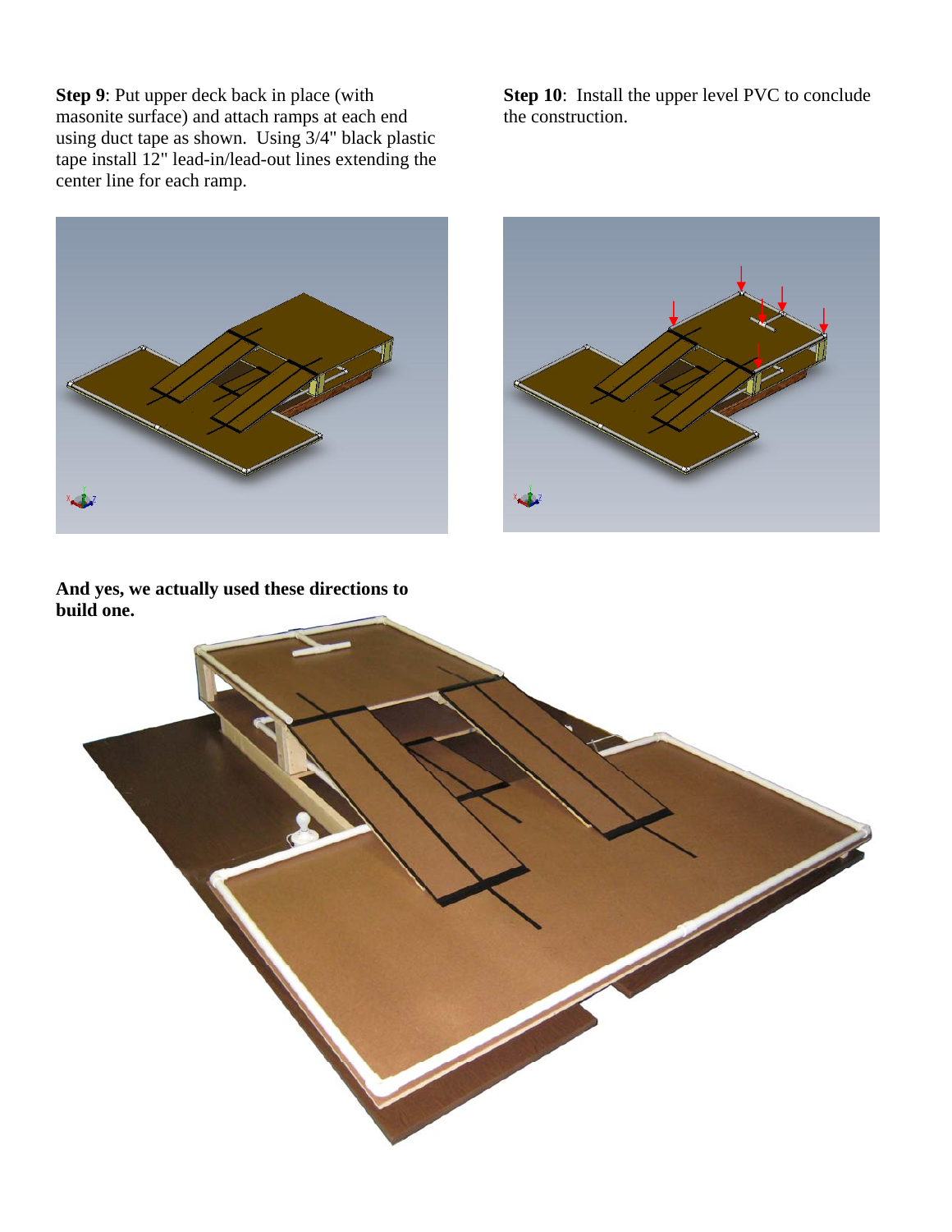**Step 9**: Put upper deck back in place (with masonite surface) and attach ramps at each end using duct tape as shown. Using 3/4" black plastic tape install 12" lead-in/lead-out lines extending the center line for each ramp.

**Step 10**: Install the upper level PVC to conclude the construction.

**And yes, we actually used these directions to build one.**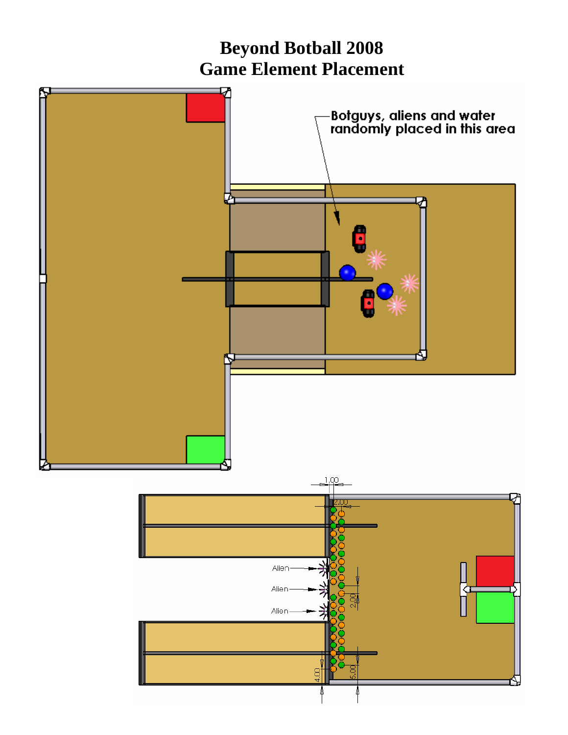# Beyond Botball 2008
# Game Element Placement

Botguys, aliens and water randomly placed in this area

1.00

2.00

Alien

Alien

Alien

2.00

4.00

5.00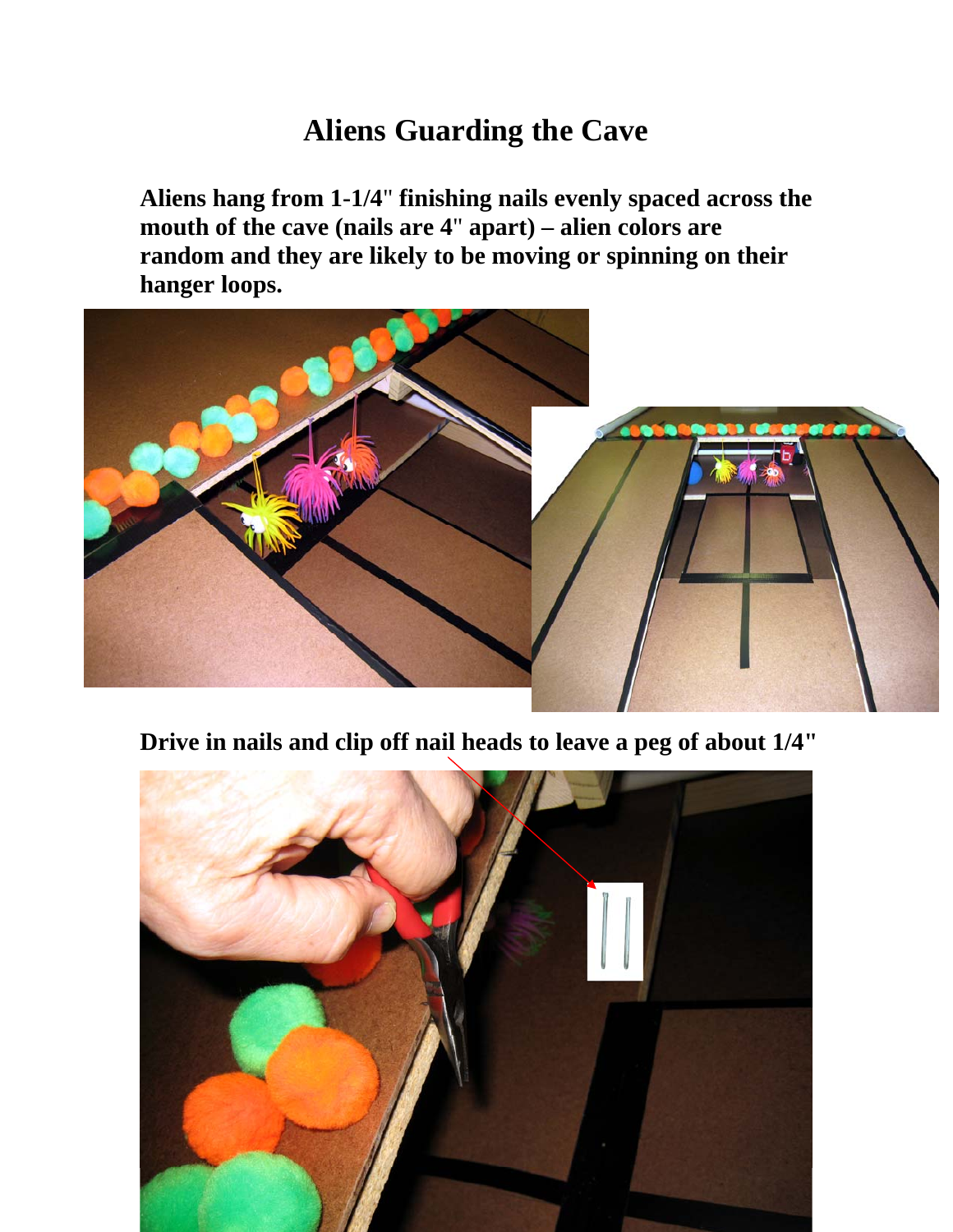# Aliens Guarding the Cave

**Aliens hang from 1-1/4" finishing nails evenly spaced across the mouth of the cave (nails are 4" apart) – alien colors are random and they are likely to be moving or spinning on their hanger loops.**

**Drive in nails and clip off nail heads to leave a peg of about 1/4"**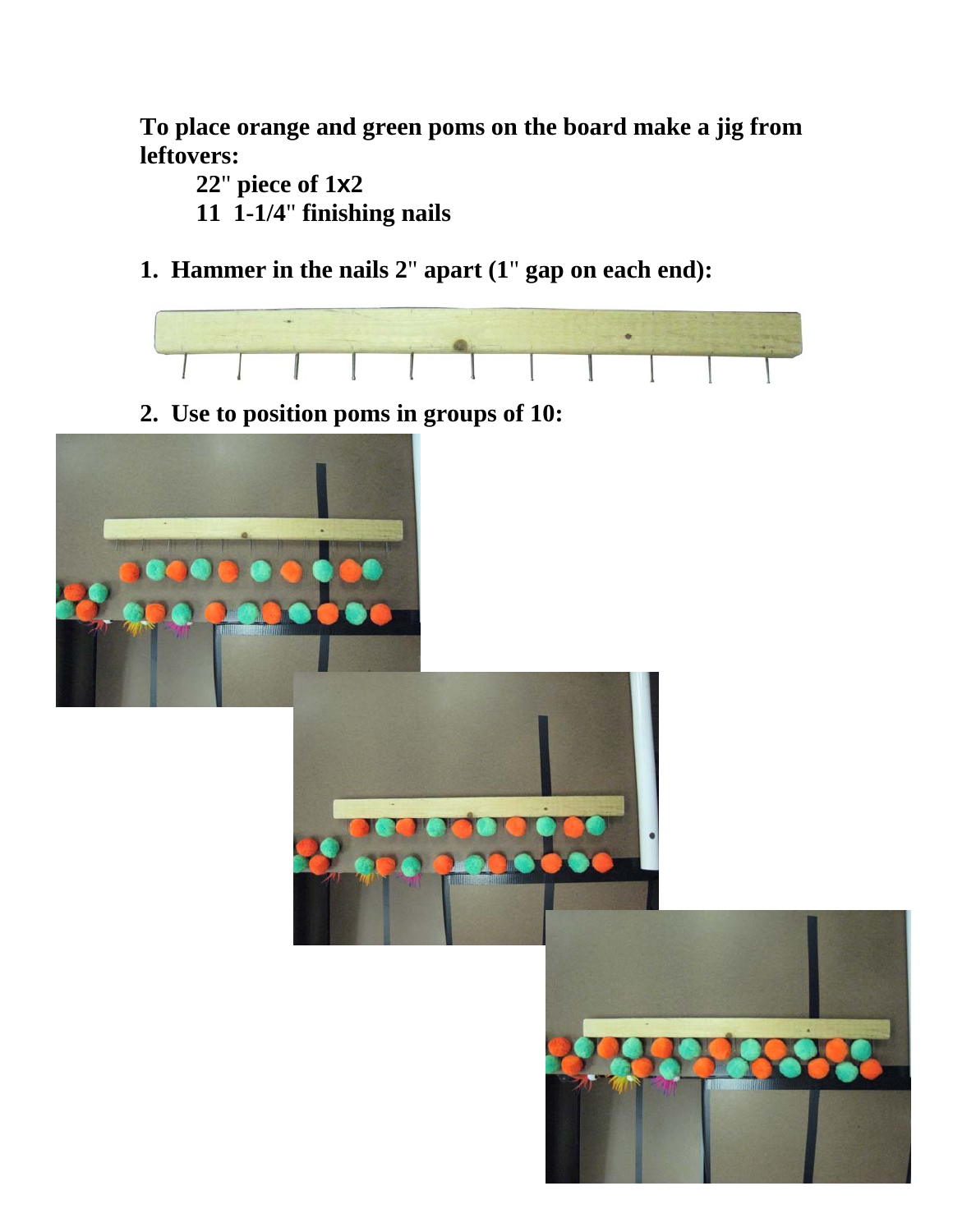**To place orange and green poms on the board make a jig from leftovers:**

**22" piece of 1x2**

**11 1-1/4" finishing nails**

1. **Hammer in the nails 2" apart (1" gap on each end):**

2. **Use to position poms in groups of 10:**